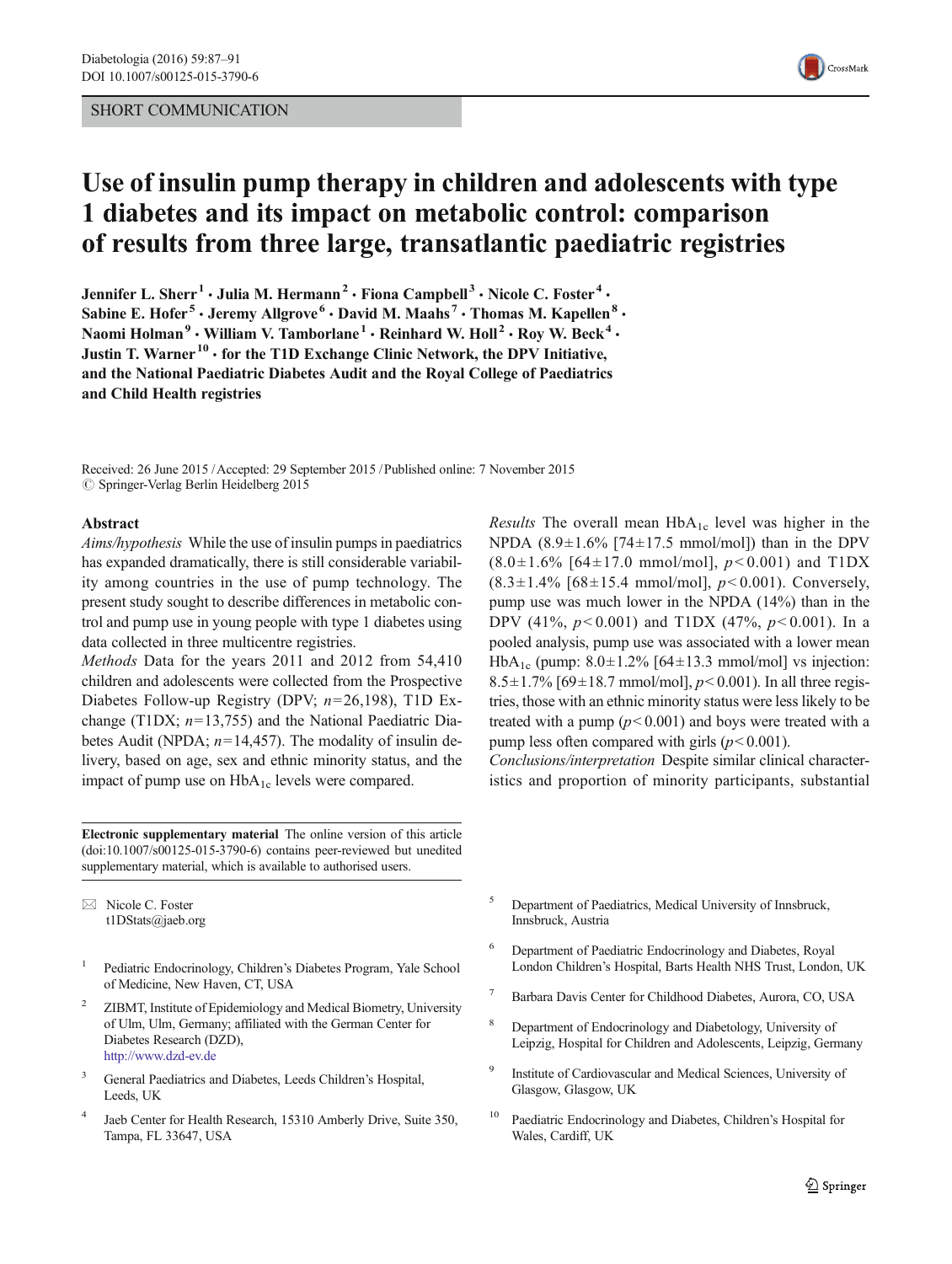SHORT COMMUNICATION

# Use of insulin pump therapy in children and adolescents with type 1 diabetes and its impact on metabolic control: comparison of results from three large, transatlantic paediatric registries

**Jennifer L. Sherr[1] · Julia M. Hermann[2] · Fiona Campbell[3] · Nicole C. Foster[4] · Sabine E. Hofer[5] · Jeremy Allgrove[6] · David M. Maahs[7] · Thomas M. Kapellen[8] · Naomi Holman[9] · William V. Tamborlane[1] · Reinhard W. Holl[2] · Roy W. Beck[4] · Justin T. Warner[10] · for the T1D Exchange Clinic Network, the DPV Initiative, and the National Paediatric Diabetes Audit and the Royal College of Paediatrics and Child Health registries**

Received: 26 June 2015 / Accepted: 29 September 2015 / Published online: 7 November 2015
© Springer-Verlag Berlin Heidelberg 2015

## Abstract

*Aims/hypothesis* While the use of insulin pumps in paediatrics has expanded dramatically, there is still considerable variability among countries in the use of pump technology. The present study sought to describe differences in metabolic control and pump use in young people with type 1 diabetes using data collected in three multicentre registries.

*Methods* Data for the years 2011 and 2012 from 54,410 children and adolescents were collected from the Prospective Diabetes Follow-up Registry (DPV; $n=26{,}198$), T1D Exchange (T1DX; $n=13{,}755$) and the National Paediatric Diabetes Audit (NPDA; $n=14{,}457$). The modality of insulin delivery, based on age, sex and ethnic minority status, and the impact of pump use on $HbA_{1c}$ levels were compared.

*Results* The overall mean $HbA_{1c}$ level was higher in the NPDA (8.9±1.6% [74±17.5 mmol/mol]) than in the DPV (8.0±1.6% [64±17.0 mmol/mol], $p<0.001$) and T1DX (8.3±1.4% [68±15.4 mmol/mol], $p<0.001$). Conversely, pump use was much lower in the NPDA (14%) than in the DPV (41%, $p<0.001$) and T1DX (47%, $p<0.001$). In a pooled analysis, pump use was associated with a lower mean $HbA_{1c}$ (pump: 8.0±1.2% [64±13.3 mmol/mol] vs injection: 8.5±1.7% [69±18.7 mmol/mol], $p<0.001$). In all three registries, those with an ethnic minority status were less likely to be treated with a pump ($p<0.001$) and boys were treated with a pump less often compared with girls ($p<0.001$).

*Conclusions/interpretation* Despite similar clinical characteristics and proportion of minority participants, substantial

**Electronic supplementary material** The online version of this article (doi:10.1007/s00125-015-3790-6) contains peer-reviewed but unedited supplementary material, which is available to authorised users.

✉ Nicole C. Foster
t1DStats@jaeb.org

[1] Pediatric Endocrinology, Children's Diabetes Program, Yale School of Medicine, New Haven, CT, USA

[2] ZIBMT, Institute of Epidemiology and Medical Biometry, University of Ulm, Ulm, Germany; affiliated with the German Center for Diabetes Research (DZD), http://www.dzd-ev.de

[3] General Paediatrics and Diabetes, Leeds Children's Hospital, Leeds, UK

[4] Jaeb Center for Health Research, 15310 Amberly Drive, Suite 350, Tampa, FL 33647, USA

[5] Department of Paediatrics, Medical University of Innsbruck, Innsbruck, Austria

[6] Department of Paediatric Endocrinology and Diabetes, Royal London Children's Hospital, Barts Health NHS Trust, London, UK

[7] Barbara Davis Center for Childhood Diabetes, Aurora, CO, USA

[8] Department of Endocrinology and Diabetology, University of Leipzig, Hospital for Children and Adolescents, Leipzig, Germany

[9] Institute of Cardiovascular and Medical Sciences, University of Glasgow, Glasgow, UK

[10] Paediatric Endocrinology and Diabetes, Children's Hospital for Wales, Cardiff, UK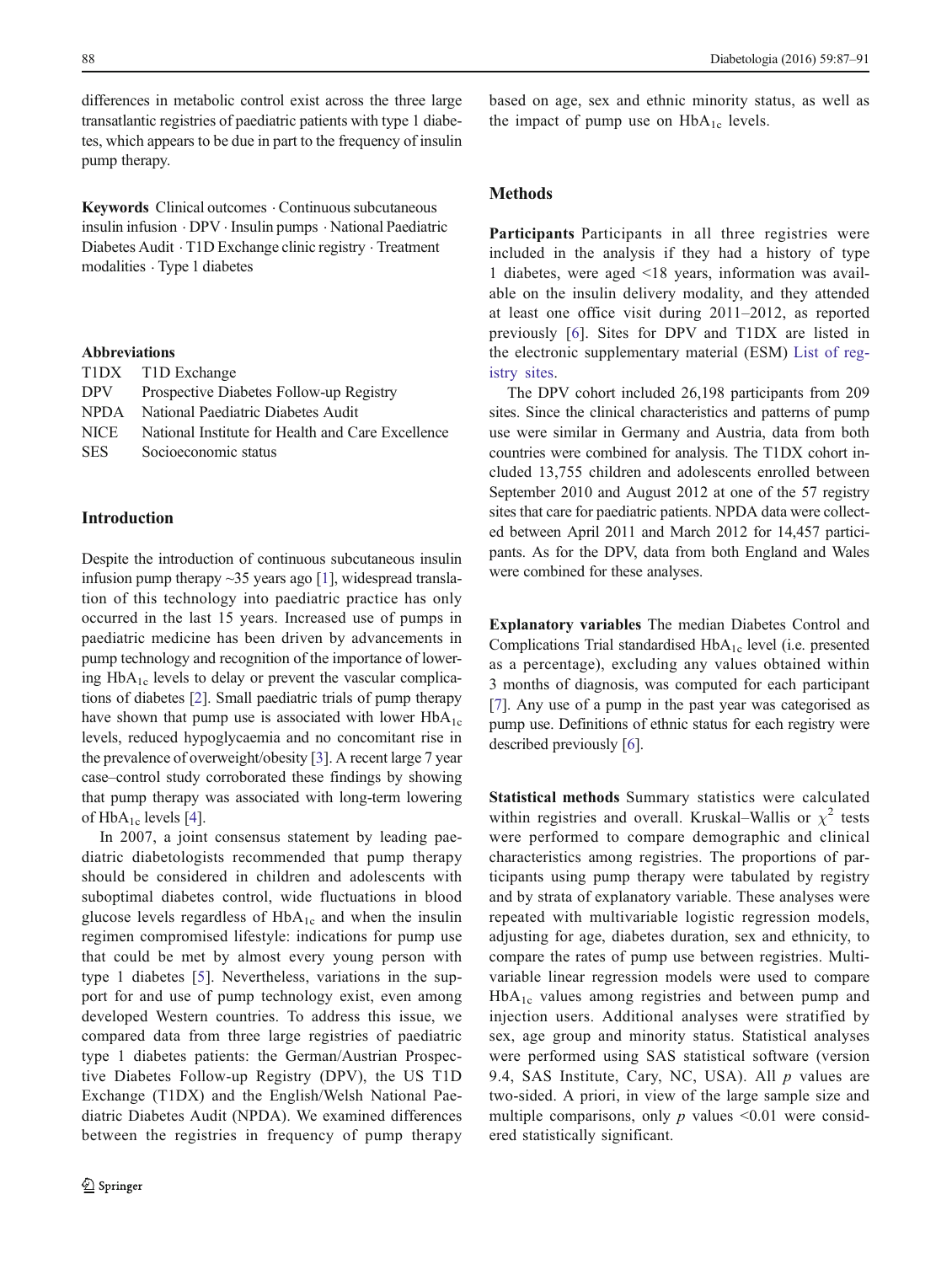differences in metabolic control exist across the three large transatlantic registries of paediatric patients with type 1 diabetes, which appears to be due in part to the frequency of insulin pump therapy.

**Keywords** Clinical outcomes · Continuous subcutaneous insulin infusion · DPV · Insulin pumps · National Paediatric Diabetes Audit · T1D Exchange clinic registry · Treatment modalities · Type 1 diabetes

**Abbreviations**

| | |
|---|---|
| T1DX | T1D Exchange |
| DPV | Prospective Diabetes Follow-up Registry |
| NPDA | National Paediatric Diabetes Audit |
| NICE | National Institute for Health and Care Excellence |
| SES | Socioeconomic status |

## Introduction

Despite the introduction of continuous subcutaneous insulin infusion pump therapy ~35 years ago [1], widespread translation of this technology into paediatric practice has only occurred in the last 15 years. Increased use of pumps in paediatric medicine has been driven by advancements in pump technology and recognition of the importance of lowering $HbA_{1c}$ levels to delay or prevent the vascular complications of diabetes [2]. Small paediatric trials of pump therapy have shown that pump use is associated with lower $HbA_{1c}$ levels, reduced hypoglycaemia and no concomitant rise in the prevalence of overweight/obesity [3]. A recent large 7 year case–control study corroborated these findings by showing that pump therapy was associated with long-term lowering of $HbA_{1c}$ levels [4].

In 2007, a joint consensus statement by leading paediatric diabetologists recommended that pump therapy should be considered in children and adolescents with suboptimal diabetes control, wide fluctuations in blood glucose levels regardless of $HbA_{1c}$ and when the insulin regimen compromised lifestyle: indications for pump use that could be met by almost every young person with type 1 diabetes [5]. Nevertheless, variations in the support for and use of pump technology exist, even among developed Western countries. To address this issue, we compared data from three large registries of paediatric type 1 diabetes patients: the German/Austrian Prospective Diabetes Follow-up Registry (DPV), the US T1D Exchange (T1DX) and the English/Welsh National Paediatric Diabetes Audit (NPDA). We examined differences between the registries in frequency of pump therapy based on age, sex and ethnic minority status, as well as the impact of pump use on $HbA_{1c}$ levels.

## Methods

**Participants** Participants in all three registries were included in the analysis if they had a history of type 1 diabetes, were aged <18 years, information was available on the insulin delivery modality, and they attended at least one office visit during 2011–2012, as reported previously [6]. Sites for DPV and T1DX are listed in the electronic supplementary material (ESM) List of registry sites.

The DPV cohort included 26,198 participants from 209 sites. Since the clinical characteristics and patterns of pump use were similar in Germany and Austria, data from both countries were combined for analysis. The T1DX cohort included 13,755 children and adolescents enrolled between September 2010 and August 2012 at one of the 57 registry sites that care for paediatric patients. NPDA data were collected between April 2011 and March 2012 for 14,457 participants. As for the DPV, data from both England and Wales were combined for these analyses.

**Explanatory variables** The median Diabetes Control and Complications Trial standardised $HbA_{1c}$ level (i.e. presented as a percentage), excluding any values obtained within 3 months of diagnosis, was computed for each participant [7]. Any use of a pump in the past year was categorised as pump use. Definitions of ethnic status for each registry were described previously [6].

**Statistical methods** Summary statistics were calculated within registries and overall. Kruskal–Wallis or $\chi^2$ tests were performed to compare demographic and clinical characteristics among registries. The proportions of participants using pump therapy were tabulated by registry and by strata of explanatory variable. These analyses were repeated with multivariable logistic regression models, adjusting for age, diabetes duration, sex and ethnicity, to compare the rates of pump use between registries. Multivariable linear regression models were used to compare $HbA_{1c}$ values among registries and between pump and injection users. Additional analyses were stratified by sex, age group and minority status. Statistical analyses were performed using SAS statistical software (version 9.4, SAS Institute, Cary, NC, USA). All $p$ values are two-sided. A priori, in view of the large sample size and multiple comparisons, only $p$ values <0.01 were considered statistically significant.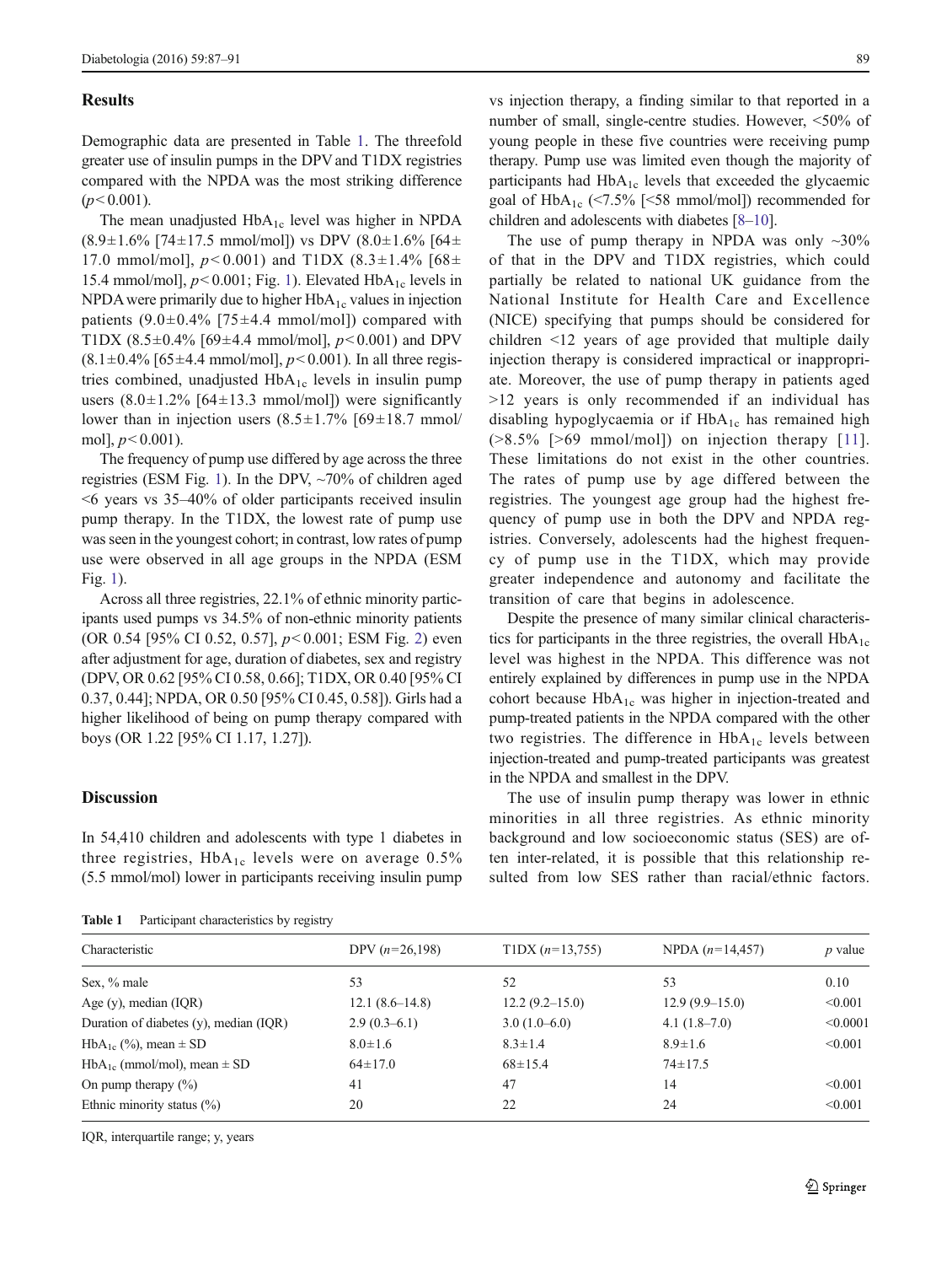## Results

Demographic data are presented in Table 1. The threefold greater use of insulin pumps in the DPV and T1DX registries compared with the NPDA was the most striking difference ($p<0.001$).

The mean unadjusted $HbA_{1c}$ level was higher in NPDA (8.9±1.6% [74±17.5 mmol/mol]) vs DPV (8.0±1.6% [64±17.0 mmol/mol], $p<0.001$) and T1DX (8.3±1.4% [68±15.4 mmol/mol], $p<0.001$; Fig. 1). Elevated $HbA_{1c}$ levels in NPDA were primarily due to higher $HbA_{1c}$ values in injection patients (9.0±0.4% [75±4.4 mmol/mol]) compared with T1DX (8.5±0.4% [69±4.4 mmol/mol], $p<0.001$) and DPV (8.1±0.4% [65±4.4 mmol/mol], $p<0.001$). In all three registries combined, unadjusted $HbA_{1c}$ levels in insulin pump users (8.0±1.2% [64±13.3 mmol/mol]) were significantly lower than in injection users (8.5±1.7% [69±18.7 mmol/mol], $p<0.001$).

The frequency of pump use differed by age across the three registries (ESM Fig. 1). In the DPV, ~70% of children aged <6 years vs 35–40% of older participants received insulin pump therapy. In the T1DX, the lowest rate of pump use was seen in the youngest cohort; in contrast, low rates of pump use were observed in all age groups in the NPDA (ESM Fig. 1).

Across all three registries, 22.1% of ethnic minority participants used pumps vs 34.5% of non-ethnic minority patients (OR 0.54 [95% CI 0.52, 0.57], $p<0.001$; ESM Fig. 2) even after adjustment for age, duration of diabetes, sex and registry (DPV, OR 0.62 [95% CI 0.58, 0.66]; T1DX, OR 0.40 [95% CI 0.37, 0.44]; NPDA, OR 0.50 [95% CI 0.45, 0.58]). Girls had a higher likelihood of being on pump therapy compared with boys (OR 1.22 [95% CI 1.17, 1.27]).

## Discussion

In 54,410 children and adolescents with type 1 diabetes in three registries, $HbA_{1c}$ levels were on average 0.5% (5.5 mmol/mol) lower in participants receiving insulin pump vs injection therapy, a finding similar to that reported in a number of small, single-centre studies. However, <50% of young people in these five countries were receiving pump therapy. Pump use was limited even though the majority of participants had $HbA_{1c}$ levels that exceeded the glycaemic goal of $HbA_{1c}$ (<7.5% [<58 mmol/mol]) recommended for children and adolescents with diabetes [8–10].

The use of pump therapy in NPDA was only ~30% of that in the DPV and T1DX registries, which could partially be related to national UK guidance from the National Institute for Health Care and Excellence (NICE) specifying that pumps should be considered for children <12 years of age provided that multiple daily injection therapy is considered impractical or inappropriate. Moreover, the use of pump therapy in patients aged >12 years is only recommended if an individual has disabling hypoglycaemia or if $HbA_{1c}$ has remained high (>8.5% [>69 mmol/mol]) on injection therapy [11]. These limitations do not exist in the other countries. The rates of pump use by age differed between the registries. The youngest age group had the highest frequency of pump use in both the DPV and NPDA registries. Conversely, adolescents had the highest frequency of pump use in the T1DX, which may provide greater independence and autonomy and facilitate the transition of care that begins in adolescence.

Despite the presence of many similar clinical characteristics for participants in the three registries, the overall $HbA_{1c}$ level was highest in the NPDA. This difference was not entirely explained by differences in pump use in the NPDA cohort because $HbA_{1c}$ was higher in injection-treated and pump-treated patients in the NPDA compared with the other two registries. The difference in $HbA_{1c}$ levels between injection-treated and pump-treated participants was greatest in the NPDA and smallest in the DPV.

The use of insulin pump therapy was lower in ethnic minorities in all three registries. As ethnic minority background and low socioeconomic status (SES) are often inter-related, it is possible that this relationship resulted from low SES rather than racial/ethnic factors.

**Table 1** Participant characteristics by registry

| Characteristic | DPV (*n*=26,198) | T1DX (*n*=13,755) | NPDA (*n*=14,457) | *p* value |
|---|---|---|---|---|
| Sex, % male | 53 | 52 | 53 | 0.10 |
| Age (y), median (IQR) | 12.1 (8.6–14.8) | 12.2 (9.2–15.0) | 12.9 (9.9–15.0) | <0.001 |
| Duration of diabetes (y), median (IQR) | 2.9 (0.3–6.1) | 3.0 (1.0–6.0) | 4.1 (1.8–7.0) | <0.0001 |
| $HbA_{1c}$ (%), mean ± SD | 8.0±1.6 | 8.3±1.4 | 8.9±1.6 | <0.001 |
| $HbA_{1c}$ (mmol/mol), mean ± SD | 64±17.0 | 68±15.4 | 74±17.5 | |
| On pump therapy (%) | 41 | 47 | 14 | <0.001 |
| Ethnic minority status (%) | 20 | 22 | 24 | <0.001 |

IQR, interquartile range; y, years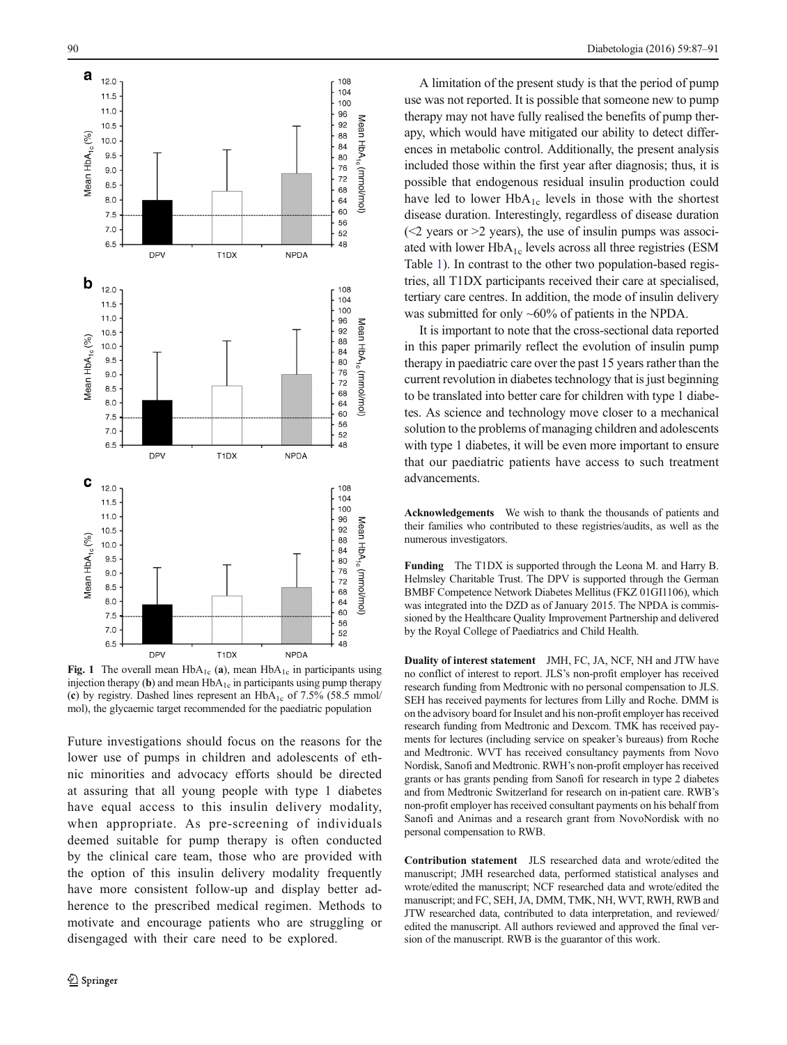**Fig. 1** The overall mean $HbA_{1c}$ (**a**), mean $HbA_{1c}$ in participants using injection therapy (**b**) and mean $HbA_{1c}$ in participants using pump therapy (**c**) by registry. Dashed lines represent an $HbA_{1c}$ of 7.5% (58.5 mmol/mol), the glycaemic target recommended for the paediatric population

Future investigations should focus on the reasons for the lower use of pumps in children and adolescents of ethnic minorities and advocacy efforts should be directed at assuring that all young people with type 1 diabetes have equal access to this insulin delivery modality, when appropriate. As pre-screening of individuals deemed suitable for pump therapy is often conducted by the clinical care team, those who are provided with the option of this insulin delivery modality frequently have more consistent follow-up and display better adherence to the prescribed medical regimen. Methods to motivate and encourage patients who are struggling or disengaged with their care need to be explored.

A limitation of the present study is that the period of pump use was not reported. It is possible that someone new to pump therapy may not have fully realised the benefits of pump therapy, which would have mitigated our ability to detect differences in metabolic control. Additionally, the present analysis included those within the first year after diagnosis; thus, it is possible that endogenous residual insulin production could have led to lower $HbA_{1c}$ levels in those with the shortest disease duration. Interestingly, regardless of disease duration (<2 years or >2 years), the use of insulin pumps was associated with lower $HbA_{1c}$ levels across all three registries (ESM Table 1). In contrast to the other two population-based registries, all T1DX participants received their care at specialised, tertiary care centres. In addition, the mode of insulin delivery was submitted for only ~60% of patients in the NPDA.

It is important to note that the cross-sectional data reported in this paper primarily reflect the evolution of insulin pump therapy in paediatric care over the past 15 years rather than the current revolution in diabetes technology that is just beginning to be translated into better care for children with type 1 diabetes. As science and technology move closer to a mechanical solution to the problems of managing children and adolescents with type 1 diabetes, it will be even more important to ensure that our paediatric patients have access to such treatment advancements.

**Acknowledgements** We wish to thank the thousands of patients and their families who contributed to these registries/audits, as well as the numerous investigators.

**Funding** The T1DX is supported through the Leona M. and Harry B. Helmsley Charitable Trust. The DPV is supported through the German BMBF Competence Network Diabetes Mellitus (FKZ 01GI1106), which was integrated into the DZD as of January 2015. The NPDA is commissioned by the Healthcare Quality Improvement Partnership and delivered by the Royal College of Paediatrics and Child Health.

**Duality of interest statement** JMH, FC, JA, NCF, NH and JTW have no conflict of interest to report. JLS's non-profit employer has received research funding from Medtronic with no personal compensation to JLS. SEH has received payments for lectures from Lilly and Roche. DMM is on the advisory board for Insulet and his non-profit employer has received research funding from Medtronic and Dexcom. TMK has received payments for lectures (including service on speaker's bureaus) from Roche and Medtronic. WVT has received consultancy payments from Novo Nordisk, Sanofi and Medtronic. RWH's non-profit employer has received grants or has grants pending from Sanofi for research in type 2 diabetes and from Medtronic Switzerland for research on in-patient care. RWB's non-profit employer has received consultant payments on his behalf from Sanofi and Animas and a research grant from NovoNordisk with no personal compensation to RWB.

**Contribution statement** JLS researched data and wrote/edited the manuscript; JMH researched data, performed statistical analyses and wrote/edited the manuscript; NCF researched data and wrote/edited the manuscript; and FC, SEH, JA, DMM, TMK, NH, WVT, RWH, RWB and JTW researched data, contributed to data interpretation, and reviewed/edited the manuscript. All authors reviewed and approved the final version of the manuscript. RWB is the guarantor of this work.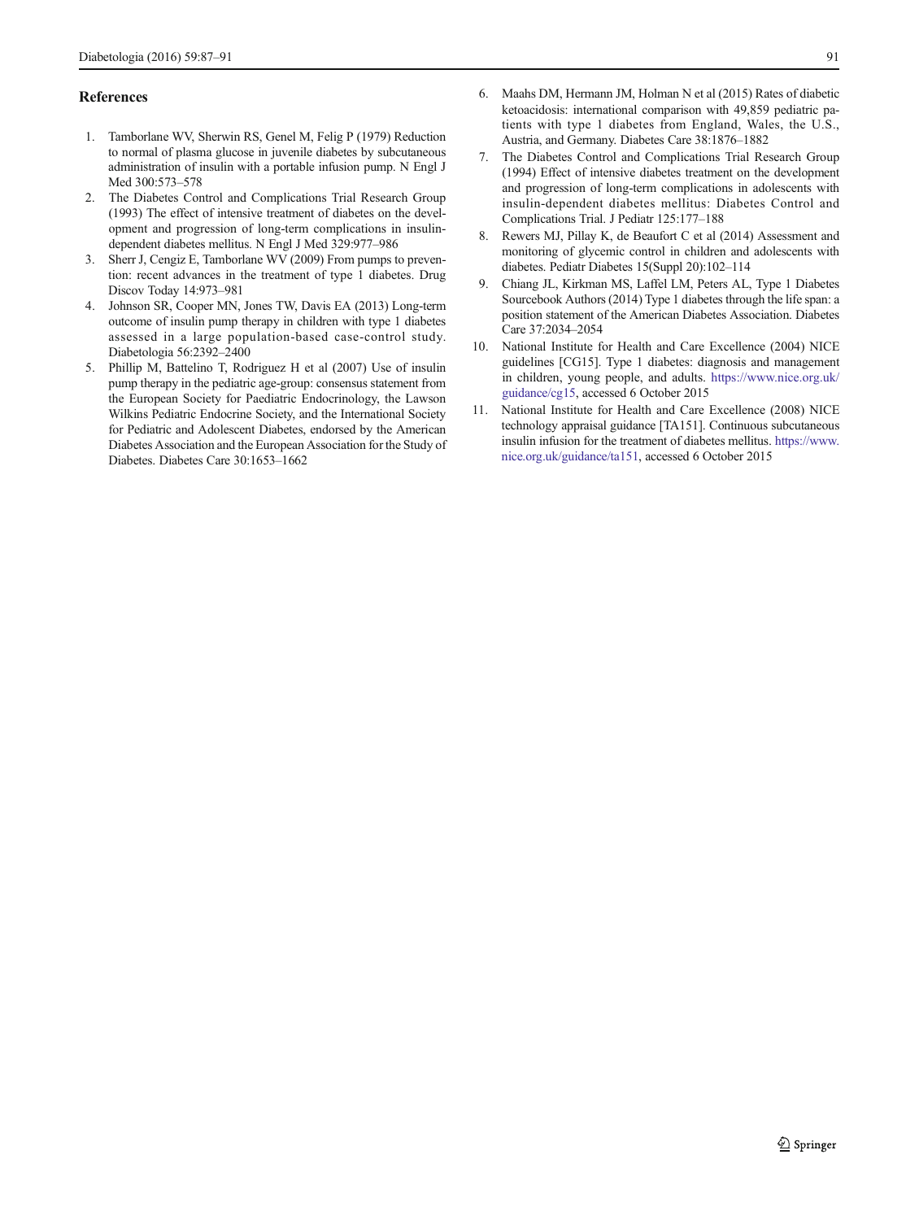## References

1. Tamborlane WV, Sherwin RS, Genel M, Felig P (1979) Reduction to normal of plasma glucose in juvenile diabetes by subcutaneous administration of insulin with a portable infusion pump. N Engl J Med 300:573–578
2. The Diabetes Control and Complications Trial Research Group (1993) The effect of intensive treatment of diabetes on the development and progression of long-term complications in insulin-dependent diabetes mellitus. N Engl J Med 329:977–986
3. Sherr J, Cengiz E, Tamborlane WV (2009) From pumps to prevention: recent advances in the treatment of type 1 diabetes. Drug Discov Today 14:973–981
4. Johnson SR, Cooper MN, Jones TW, Davis EA (2013) Long-term outcome of insulin pump therapy in children with type 1 diabetes assessed in a large population-based case-control study. Diabetologia 56:2392–2400
5. Phillip M, Battelino T, Rodriguez H et al (2007) Use of insulin pump therapy in the pediatric age-group: consensus statement from the European Society for Paediatric Endocrinology, the Lawson Wilkins Pediatric Endocrine Society, and the International Society for Pediatric and Adolescent Diabetes, endorsed by the American Diabetes Association and the European Association for the Study of Diabetes. Diabetes Care 30:1653–1662
6. Maahs DM, Hermann JM, Holman N et al (2015) Rates of diabetic ketoacidosis: international comparison with 49,859 pediatric patients with type 1 diabetes from England, Wales, the U.S., Austria, and Germany. Diabetes Care 38:1876–1882
7. The Diabetes Control and Complications Trial Research Group (1994) Effect of intensive diabetes treatment on the development and progression of long-term complications in adolescents with insulin-dependent diabetes mellitus: Diabetes Control and Complications Trial. J Pediatr 125:177–188
8. Rewers MJ, Pillay K, de Beaufort C et al (2014) Assessment and monitoring of glycemic control in children and adolescents with diabetes. Pediatr Diabetes 15(Suppl 20):102–114
9. Chiang JL, Kirkman MS, Laffel LM, Peters AL, Type 1 Diabetes Sourcebook Authors (2014) Type 1 diabetes through the life span: a position statement of the American Diabetes Association. Diabetes Care 37:2034–2054
10. National Institute for Health and Care Excellence (2004) NICE guidelines [CG15]. Type 1 diabetes: diagnosis and management in children, young people, and adults. https://www.nice.org.uk/guidance/cg15, accessed 6 October 2015
11. National Institute for Health and Care Excellence (2008) NICE technology appraisal guidance [TA151]. Continuous subcutaneous insulin infusion for the treatment of diabetes mellitus. https://www.nice.org.uk/guidance/ta151, accessed 6 October 2015